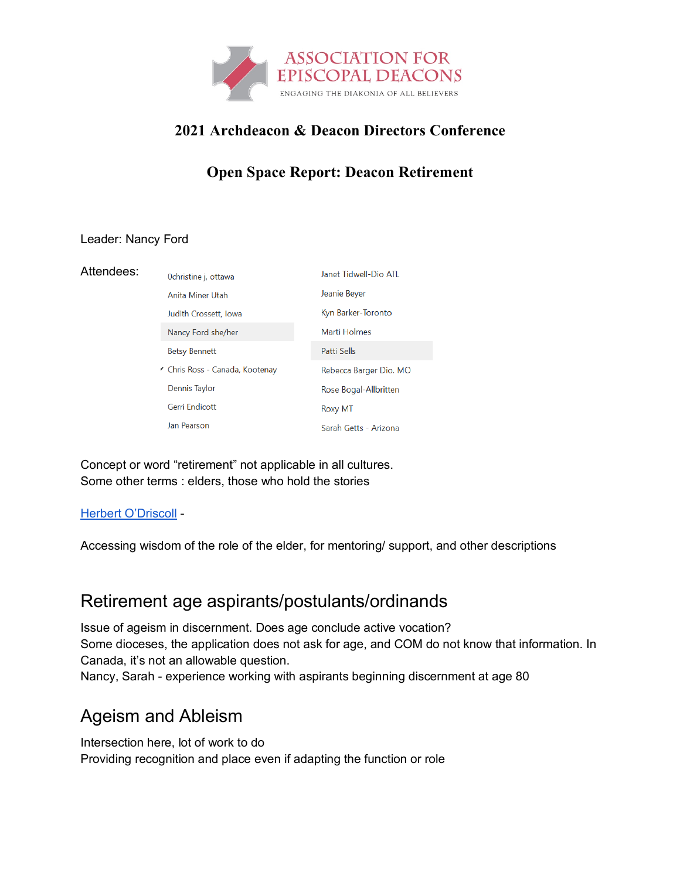ASSOCIATION FOR EPISCOPAL DEACONS

ENGAGING THE DIAKONIA OF ALL BELIEVERS

# 2021 Archdeacon & Deacon Directors Conference

## Open Space Report: Deacon Retirement

Leader: Nancy Ford

Attendees:

- 0christine j, ottawa
- Anita Miner Utah
- Judith Crossett, Iowa
- Nancy Ford she/her
- Betsy Bennett
- Chris Ross - Canada, Kootenay
- Dennis Taylor
- Gerri Endicott
- Jan Pearson
- Janet Tidwell-Dio ATL
- Jeanie Beyer
- Kyn Barker-Toronto
- Marti Holmes
- Patti Sells
- Rebecca Barger Dio. MO
- Rose Bogal-Allbritten
- Roxy MT
- Sarah Getts - Arizona

Concept or word "retirement" not applicable in all cultures.
Some other terms : elders, those who hold the stories

Herbert O'Driscoll -

Accessing wisdom of the role of the elder, for mentoring/ support, and other descriptions

## Retirement age aspirants/postulants/ordinands

Issue of ageism in discernment. Does age conclude active vocation?
Some dioceses, the application does not ask for age, and COM do not know that information. In Canada, it's not an allowable question.
Nancy, Sarah - experience working with aspirants beginning discernment at age 80

## Ageism and Ableism

Intersection here, lot of work to do
Providing recognition and place even if adapting the function or role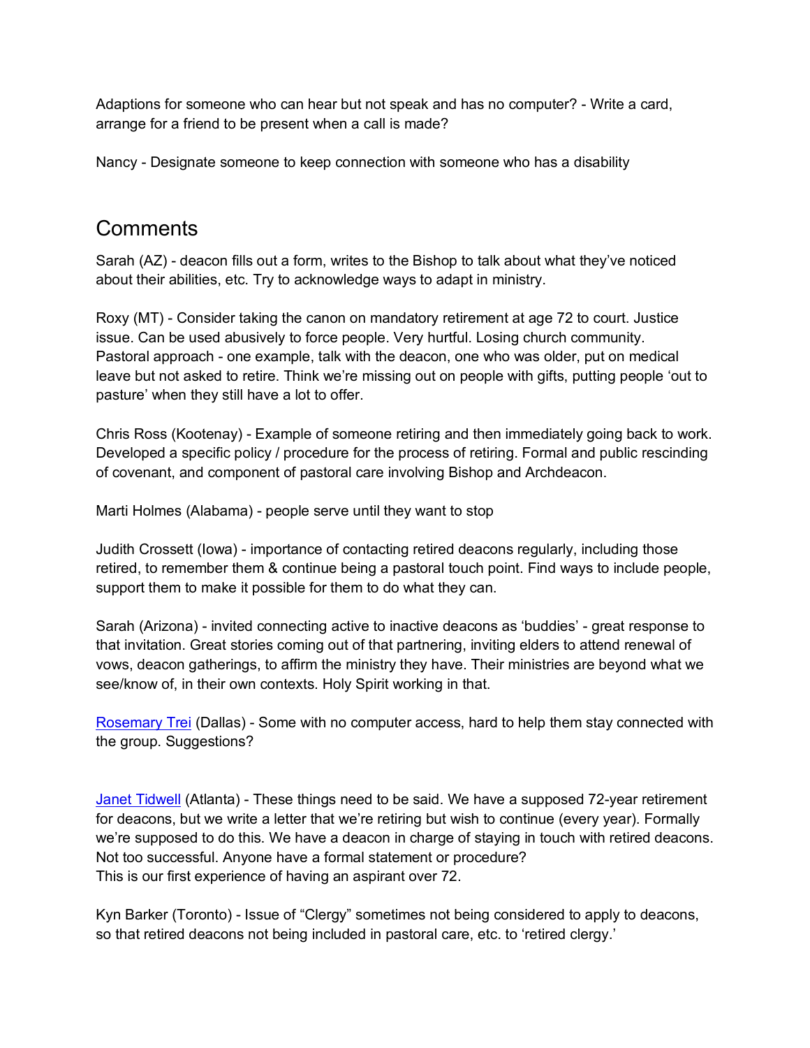Adaptions for someone who can hear but not speak and has no computer? - Write a card, arrange for a friend to be present when a call is made?

Nancy - Designate someone to keep connection with someone who has a disability

## Comments

Sarah (AZ) - deacon fills out a form, writes to the Bishop to talk about what they've noticed about their abilities, etc. Try to acknowledge ways to adapt in ministry.

Roxy (MT) - Consider taking the canon on mandatory retirement at age 72 to court. Justice issue. Can be used abusively to force people. Very hurtful. Losing church community. Pastoral approach - one example, talk with the deacon, one who was older, put on medical leave but not asked to retire. Think we're missing out on people with gifts, putting people 'out to pasture' when they still have a lot to offer.

Chris Ross (Kootenay) - Example of someone retiring and then immediately going back to work. Developed a specific policy / procedure for the process of retiring. Formal and public rescinding of covenant, and component of pastoral care involving Bishop and Archdeacon.

Marti Holmes (Alabama) - people serve until they want to stop

Judith Crossett (Iowa) - importance of contacting retired deacons regularly, including those retired, to remember them & continue being a pastoral touch point. Find ways to include people, support them to make it possible for them to do what they can.

Sarah (Arizona) - invited connecting active to inactive deacons as 'buddies' - great response to that invitation. Great stories coming out of that partnering, inviting elders to attend renewal of vows, deacon gatherings, to affirm the ministry they have. Their ministries are beyond what we see/know of, in their own contexts. Holy Spirit working in that.

Rosemary Trei (Dallas) - Some with no computer access, hard to help them stay connected with the group. Suggestions?

Janet Tidwell (Atlanta) - These things need to be said. We have a supposed 72-year retirement for deacons, but we write a letter that we're retiring but wish to continue (every year). Formally we're supposed to do this. We have a deacon in charge of staying in touch with retired deacons. Not too successful. Anyone have a formal statement or procedure?
This is our first experience of having an aspirant over 72.

Kyn Barker (Toronto) - Issue of "Clergy" sometimes not being considered to apply to deacons, so that retired deacons not being included in pastoral care, etc. to 'retired clergy.'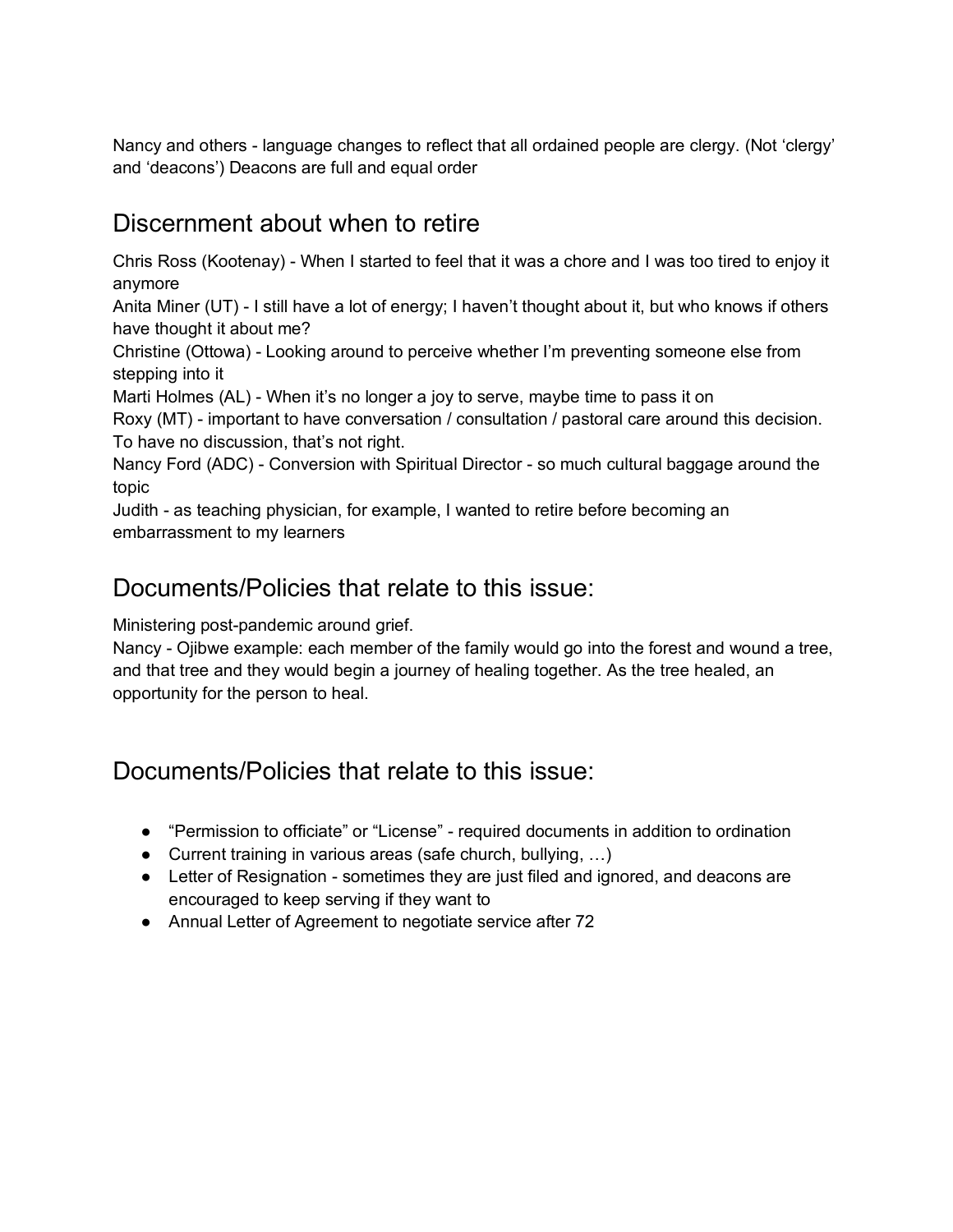Nancy and others - language changes to reflect that all ordained people are clergy. (Not 'clergy' and 'deacons') Deacons are full and equal order

## Discernment about when to retire

Chris Ross (Kootenay) - When I started to feel that it was a chore and I was too tired to enjoy it anymore
Anita Miner (UT) - I still have a lot of energy; I haven't thought about it, but who knows if others have thought it about me?
Christine (Ottowa) - Looking around to perceive whether I'm preventing someone else from stepping into it
Marti Holmes (AL) - When it's no longer a joy to serve, maybe time to pass it on
Roxy (MT) - important to have conversation / consultation / pastoral care around this decision. To have no discussion, that's not right.
Nancy Ford (ADC) - Conversion with Spiritual Director - so much cultural baggage around the topic
Judith - as teaching physician, for example, I wanted to retire before becoming an embarrassment to my learners

## Documents/Policies that relate to this issue:

Ministering post-pandemic around grief.
Nancy - Ojibwe example: each member of the family would go into the forest and wound a tree, and that tree and they would begin a journey of healing together. As the tree healed, an opportunity for the person to heal.

## Documents/Policies that relate to this issue:

- "Permission to officiate" or "License" - required documents in addition to ordination
- Current training in various areas (safe church, bullying, …)
- Letter of Resignation - sometimes they are just filed and ignored, and deacons are encouraged to keep serving if they want to
- Annual Letter of Agreement to negotiate service after 72